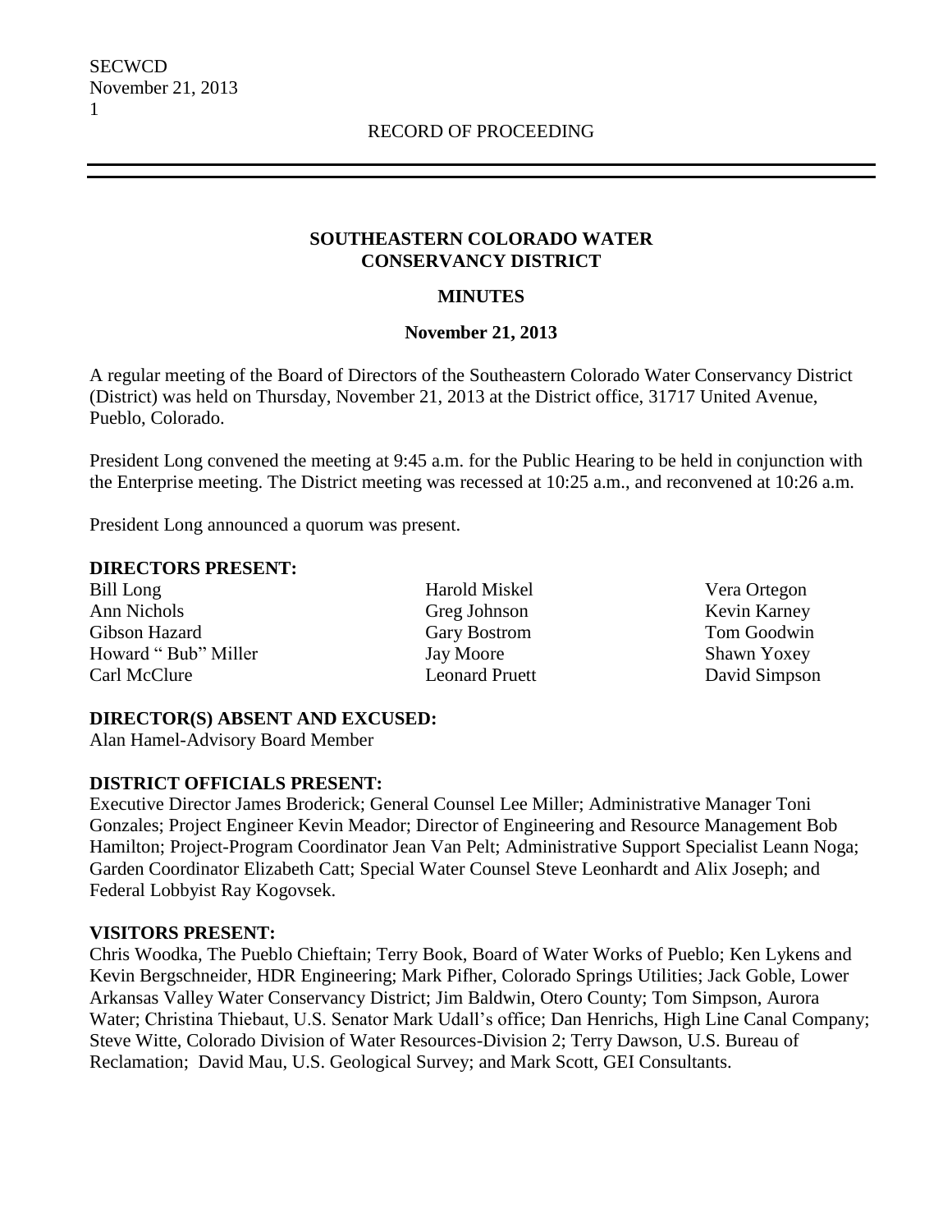RECORD OF PROCEEDING

**SOUTHEASTERN COLORADO WATER CONSERVANCY DISTRICT**

**MINUTES**

**November 21, 2013**

A regular meeting of the Board of Directors of the Southeastern Colorado Water Conservancy District (District) was held on Thursday, November 21, 2013 at the District office, 31717 United Avenue, Pueblo, Colorado.

President Long convened the meeting at 9:45 a.m. for the Public Hearing to be held in conjunction with the Enterprise meeting. The District meeting was recessed at 10:25 a.m., and reconvened at 10:26 a.m.

President Long announced a quorum was present.

**DIRECTORS PRESENT:**

Bill Long
Ann Nichols
Gibson Hazard
Howard " Bub" Miller
Carl McClure
Harold Miskel
Greg Johnson
Gary Bostrom
Jay Moore
Leonard Pruett
Vera Ortegon
Kevin Karney
Tom Goodwin
Shawn Yoxey
David Simpson

**DIRECTOR(S) ABSENT AND EXCUSED:**

Alan Hamel-Advisory Board Member

**DISTRICT OFFICIALS PRESENT:**

Executive Director James Broderick; General Counsel Lee Miller; Administrative Manager Toni Gonzales; Project Engineer Kevin Meador; Director of Engineering and Resource Management Bob Hamilton; Project-Program Coordinator Jean Van Pelt; Administrative Support Specialist Leann Noga; Garden Coordinator Elizabeth Catt; Special Water Counsel Steve Leonhardt and Alix Joseph; and Federal Lobbyist Ray Kogovsek.

**VISITORS PRESENT:**

Chris Woodka, The Pueblo Chieftain; Terry Book, Board of Water Works of Pueblo; Ken Lykens and Kevin Bergschneider, HDR Engineering; Mark Pifher, Colorado Springs Utilities; Jack Goble, Lower Arkansas Valley Water Conservancy District; Jim Baldwin, Otero County; Tom Simpson, Aurora Water; Christina Thiebaut, U.S. Senator Mark Udall's office; Dan Henrichs, High Line Canal Company; Steve Witte, Colorado Division of Water Resources-Division 2; Terry Dawson, U.S. Bureau of Reclamation; David Mau, U.S. Geological Survey; and Mark Scott, GEI Consultants.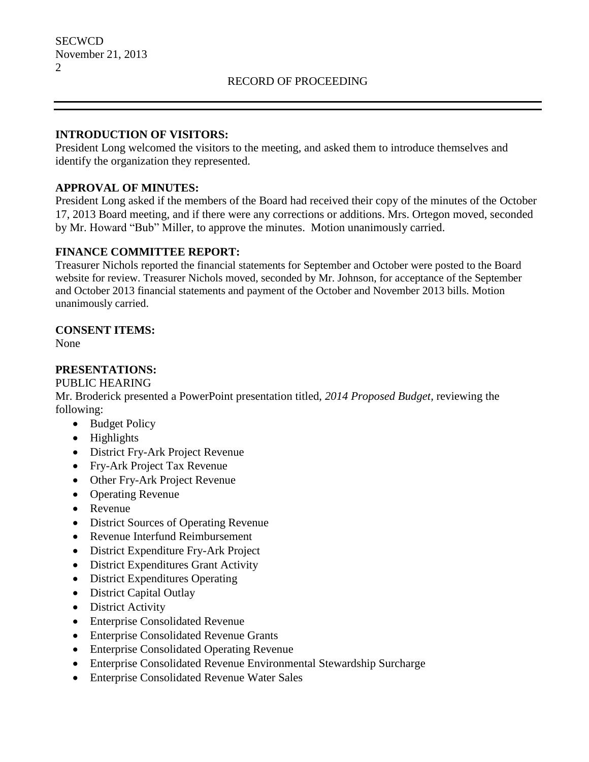RECORD OF PROCEEDING

**INTRODUCTION OF VISITORS:**

President Long welcomed the visitors to the meeting, and asked them to introduce themselves and identify the organization they represented.

**APPROVAL OF MINUTES:**

President Long asked if the members of the Board had received their copy of the minutes of the October 17, 2013 Board meeting, and if there were any corrections or additions. Mrs. Ortegon moved, seconded by Mr. Howard "Bub" Miller, to approve the minutes. Motion unanimously carried.

**FINANCE COMMITTEE REPORT:**

Treasurer Nichols reported the financial statements for September and October were posted to the Board website for review. Treasurer Nichols moved, seconded by Mr. Johnson, for acceptance of the September and October 2013 financial statements and payment of the October and November 2013 bills. Motion unanimously carried.

**CONSENT ITEMS:**

None

**PRESENTATIONS:**

PUBLIC HEARING

Mr. Broderick presented a PowerPoint presentation titled, *2014 Proposed Budget*, reviewing the following:

- Budget Policy
- Highlights
- District Fry-Ark Project Revenue
- Fry-Ark Project Tax Revenue
- Other Fry-Ark Project Revenue
- Operating Revenue
- Revenue
- District Sources of Operating Revenue
- Revenue Interfund Reimbursement
- District Expenditure Fry-Ark Project
- District Expenditures Grant Activity
- District Expenditures Operating
- District Capital Outlay
- District Activity
- Enterprise Consolidated Revenue
- Enterprise Consolidated Revenue Grants
- Enterprise Consolidated Operating Revenue
- Enterprise Consolidated Revenue Environmental Stewardship Surcharge
- Enterprise Consolidated Revenue Water Sales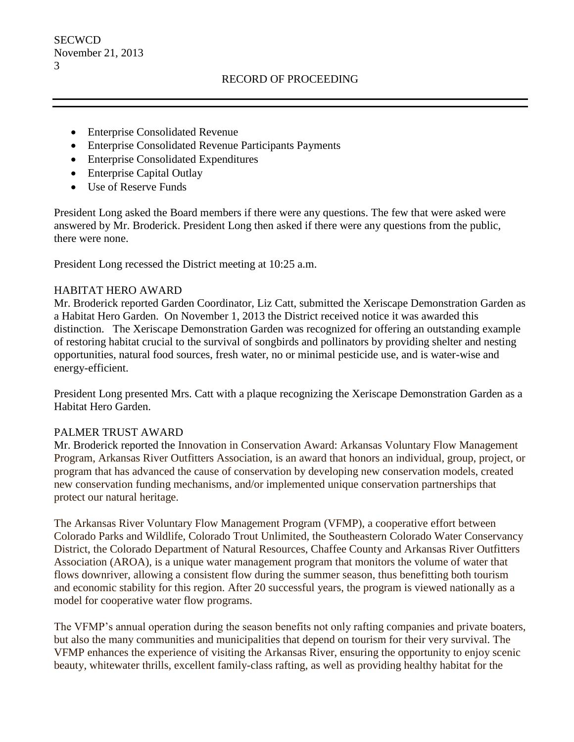- Enterprise Consolidated Revenue
- Enterprise Consolidated Revenue Participants Payments
- Enterprise Consolidated Expenditures
- Enterprise Capital Outlay
- Use of Reserve Funds

President Long asked the Board members if there were any questions. The few that were asked were answered by Mr. Broderick. President Long then asked if there were any questions from the public, there were none.

President Long recessed the District meeting at 10:25 a.m.

HABITAT HERO AWARD

Mr. Broderick reported Garden Coordinator, Liz Catt, submitted the Xeriscape Demonstration Garden as a Habitat Hero Garden. On November 1, 2013 the District received notice it was awarded this distinction. The Xeriscape Demonstration Garden was recognized for offering an outstanding example of restoring habitat crucial to the survival of songbirds and pollinators by providing shelter and nesting opportunities, natural food sources, fresh water, no or minimal pesticide use, and is water-wise and energy-efficient.

President Long presented Mrs. Catt with a plaque recognizing the Xeriscape Demonstration Garden as a Habitat Hero Garden.

PALMER TRUST AWARD

Mr. Broderick reported the Innovation in Conservation Award: Arkansas Voluntary Flow Management Program, Arkansas River Outfitters Association, is an award that honors an individual, group, project, or program that has advanced the cause of conservation by developing new conservation models, created new conservation funding mechanisms, and/or implemented unique conservation partnerships that protect our natural heritage.

The Arkansas River Voluntary Flow Management Program (VFMP), a cooperative effort between Colorado Parks and Wildlife, Colorado Trout Unlimited, the Southeastern Colorado Water Conservancy District, the Colorado Department of Natural Resources, Chaffee County and Arkansas River Outfitters Association (AROA), is a unique water management program that monitors the volume of water that flows downriver, allowing a consistent flow during the summer season, thus benefitting both tourism and economic stability for this region. After 20 successful years, the program is viewed nationally as a model for cooperative water flow programs.

The VFMP's annual operation during the season benefits not only rafting companies and private boaters, but also the many communities and municipalities that depend on tourism for their very survival. The VFMP enhances the experience of visiting the Arkansas River, ensuring the opportunity to enjoy scenic beauty, whitewater thrills, excellent family-class rafting, as well as providing healthy habitat for the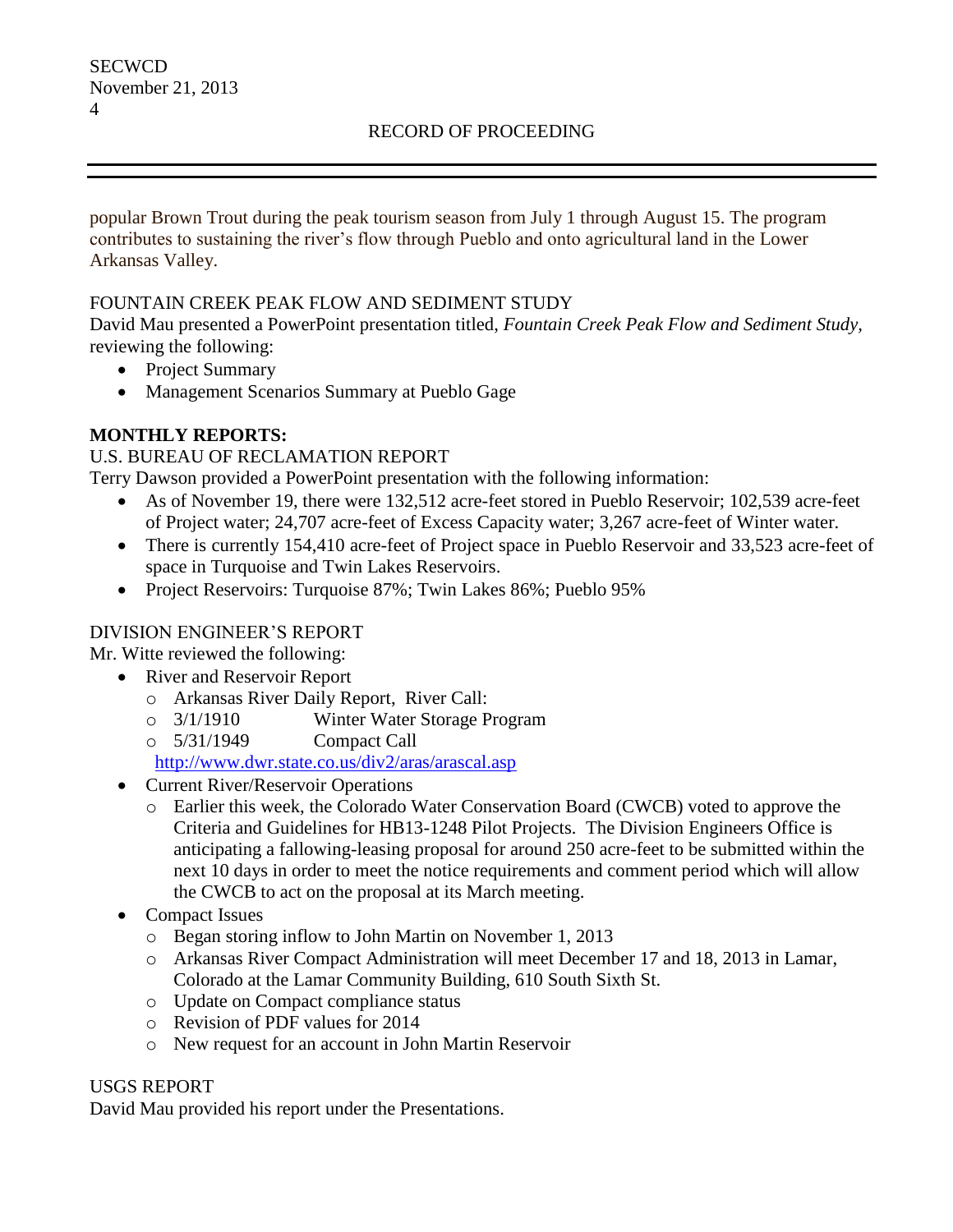popular Brown Trout during the peak tourism season from July 1 through August 15. The program contributes to sustaining the river's flow through Pueblo and onto agricultural land in the Lower Arkansas Valley.

FOUNTAIN CREEK PEAK FLOW AND SEDIMENT STUDY

David Mau presented a PowerPoint presentation titled, *Fountain Creek Peak Flow and Sediment Study*, reviewing the following:

- Project Summary
- Management Scenarios Summary at Pueblo Gage

**MONTHLY REPORTS:**

U.S. BUREAU OF RECLAMATION REPORT

Terry Dawson provided a PowerPoint presentation with the following information:

- As of November 19, there were 132,512 acre-feet stored in Pueblo Reservoir; 102,539 acre-feet of Project water; 24,707 acre-feet of Excess Capacity water; 3,267 acre-feet of Winter water.
- There is currently 154,410 acre-feet of Project space in Pueblo Reservoir and 33,523 acre-feet of space in Turquoise and Twin Lakes Reservoirs.
- Project Reservoirs: Turquoise 87%; Twin Lakes 86%; Pueblo 95%

DIVISION ENGINEER'S REPORT

Mr. Witte reviewed the following:

- River and Reservoir Report
  - Arkansas River Daily Report, River Call:
  - 3/1/1910 Winter Water Storage Program
  - 5/31/1949 Compact Call

  http://www.dwr.state.co.us/div2/aras/arascal.asp
- Current River/Reservoir Operations
  - Earlier this week, the Colorado Water Conservation Board (CWCB) voted to approve the Criteria and Guidelines for HB13-1248 Pilot Projects. The Division Engineers Office is anticipating a fallowing-leasing proposal for around 250 acre-feet to be submitted within the next 10 days in order to meet the notice requirements and comment period which will allow the CWCB to act on the proposal at its March meeting.
- Compact Issues
  - Began storing inflow to John Martin on November 1, 2013
  - Arkansas River Compact Administration will meet December 17 and 18, 2013 in Lamar, Colorado at the Lamar Community Building, 610 South Sixth St.
  - Update on Compact compliance status
  - Revision of PDF values for 2014
  - New request for an account in John Martin Reservoir

USGS REPORT

David Mau provided his report under the Presentations.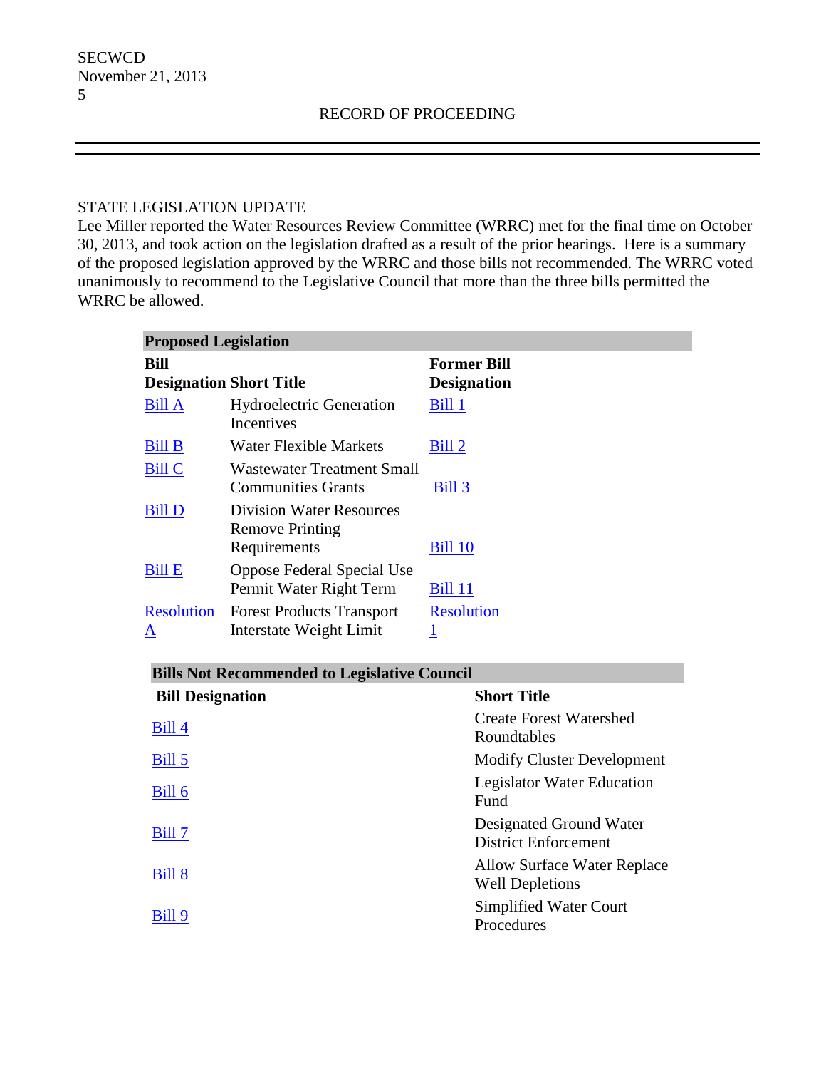RECORD OF PROCEEDING

STATE LEGISLATION UPDATE

Lee Miller reported the Water Resources Review Committee (WRRC) met for the final time on October 30, 2013, and took action on the legislation drafted as a result of the prior hearings. Here is a summary of the proposed legislation approved by the WRRC and those bills not recommended. The WRRC voted unanimously to recommend to the Legislative Council that more than the three bills permitted the WRRC be allowed.

| **Proposed Legislation** | | |
|---|---|---|
| **Bill Designation** | **Short Title** | **Former Bill Designation** |
| Bill A | Hydroelectric Generation Incentives | Bill 1 |
| Bill B | Water Flexible Markets | Bill 2 |
| Bill C | Wastewater Treatment Small Communities Grants | Bill 3 |
| Bill D | Division Water Resources Remove Printing Requirements | Bill 10 |
| Bill E | Oppose Federal Special Use Permit Water Right Term | Bill 11 |
| Resolution A | Forest Products Transport Interstate Weight Limit | Resolution 1 |

| **Bills Not Recommended to Legislative Council** | |
|---|---|
| **Bill Designation** | **Short Title** |
| Bill 4 | Create Forest Watershed Roundtables |
| Bill 5 | Modify Cluster Development |
| Bill 6 | Legislator Water Education Fund |
| Bill 7 | Designated Ground Water District Enforcement |
| Bill 8 | Allow Surface Water Replace Well Depletions |
| Bill 9 | Simplified Water Court Procedures |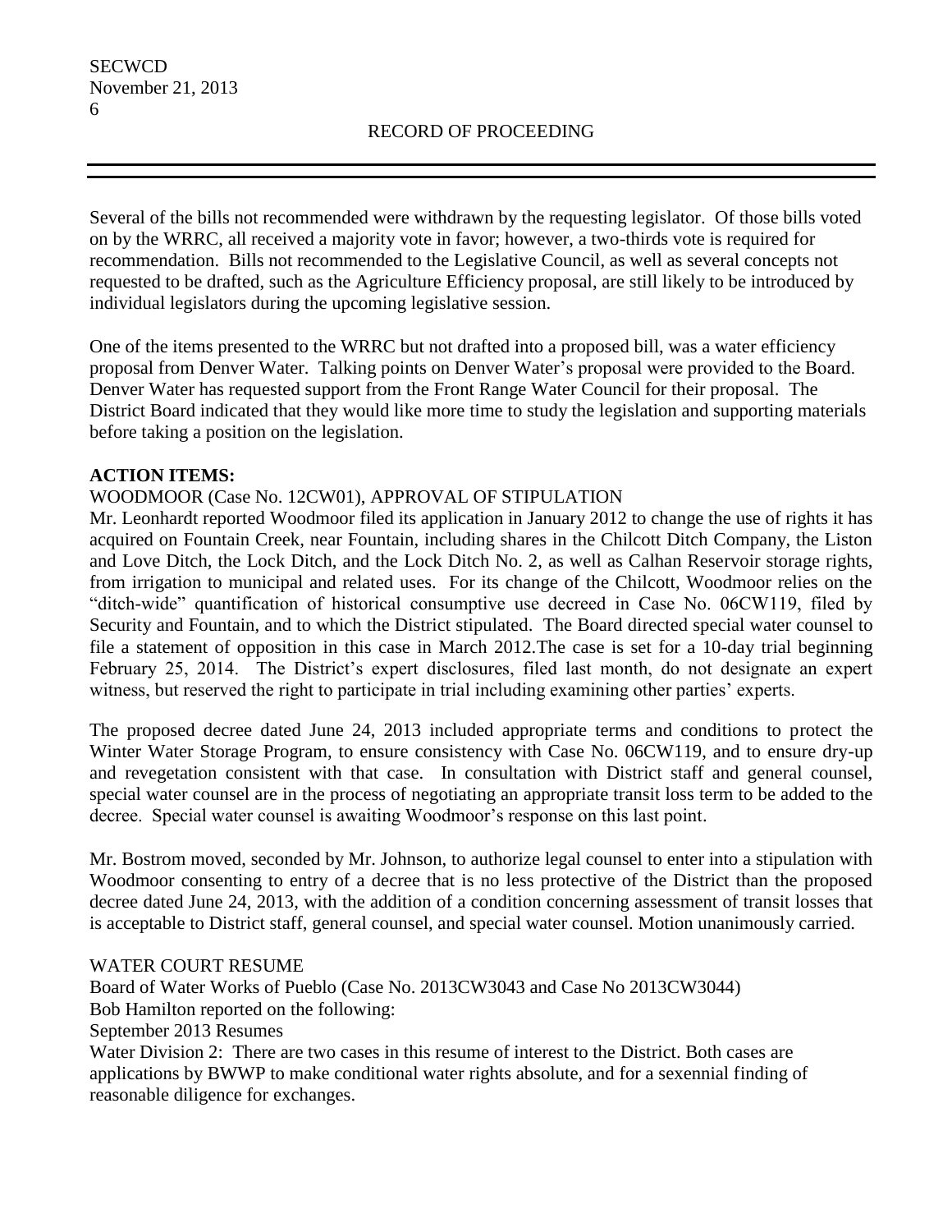Several of the bills not recommended were withdrawn by the requesting legislator. Of those bills voted on by the WRRC, all received a majority vote in favor; however, a two-thirds vote is required for recommendation. Bills not recommended to the Legislative Council, as well as several concepts not requested to be drafted, such as the Agriculture Efficiency proposal, are still likely to be introduced by individual legislators during the upcoming legislative session.

One of the items presented to the WRRC but not drafted into a proposed bill, was a water efficiency proposal from Denver Water. Talking points on Denver Water's proposal were provided to the Board. Denver Water has requested support from the Front Range Water Council for their proposal. The District Board indicated that they would like more time to study the legislation and supporting materials before taking a position on the legislation.

**ACTION ITEMS:**

WOODMOOR (Case No. 12CW01), APPROVAL OF STIPULATION

Mr. Leonhardt reported Woodmoor filed its application in January 2012 to change the use of rights it has acquired on Fountain Creek, near Fountain, including shares in the Chilcott Ditch Company, the Liston and Love Ditch, the Lock Ditch, and the Lock Ditch No. 2, as well as Calhan Reservoir storage rights, from irrigation to municipal and related uses. For its change of the Chilcott, Woodmoor relies on the "ditch-wide" quantification of historical consumptive use decreed in Case No. 06CW119, filed by Security and Fountain, and to which the District stipulated. The Board directed special water counsel to file a statement of opposition in this case in March 2012.The case is set for a 10-day trial beginning February 25, 2014. The District's expert disclosures, filed last month, do not designate an expert witness, but reserved the right to participate in trial including examining other parties' experts.

The proposed decree dated June 24, 2013 included appropriate terms and conditions to protect the Winter Water Storage Program, to ensure consistency with Case No. 06CW119, and to ensure dry-up and revegetation consistent with that case. In consultation with District staff and general counsel, special water counsel are in the process of negotiating an appropriate transit loss term to be added to the decree. Special water counsel is awaiting Woodmoor's response on this last point.

Mr. Bostrom moved, seconded by Mr. Johnson, to authorize legal counsel to enter into a stipulation with Woodmoor consenting to entry of a decree that is no less protective of the District than the proposed decree dated June 24, 2013, with the addition of a condition concerning assessment of transit losses that is acceptable to District staff, general counsel, and special water counsel. Motion unanimously carried.

WATER COURT RESUME

Board of Water Works of Pueblo (Case No. 2013CW3043 and Case No 2013CW3044)

Bob Hamilton reported on the following:

September 2013 Resumes

Water Division 2: There are two cases in this resume of interest to the District. Both cases are applications by BWWP to make conditional water rights absolute, and for a sexennial finding of reasonable diligence for exchanges.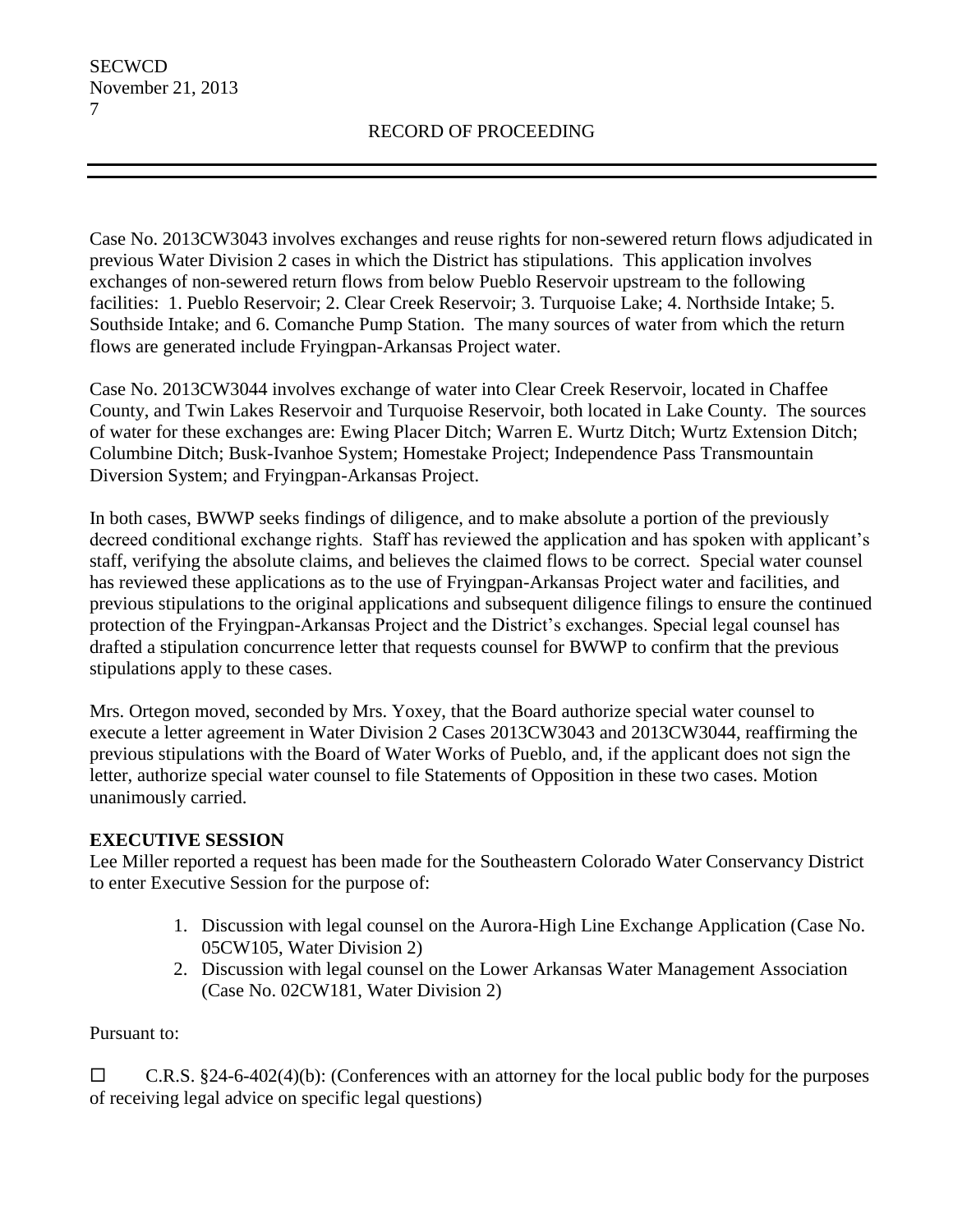# RECORD OF PROCEEDING

Case No. 2013CW3043 involves exchanges and reuse rights for non-sewered return flows adjudicated in previous Water Division 2 cases in which the District has stipulations. This application involves exchanges of non-sewered return flows from below Pueblo Reservoir upstream to the following facilities: 1. Pueblo Reservoir; 2. Clear Creek Reservoir; 3. Turquoise Lake; 4. Northside Intake; 5. Southside Intake; and 6. Comanche Pump Station. The many sources of water from which the return flows are generated include Fryingpan-Arkansas Project water.

Case No. 2013CW3044 involves exchange of water into Clear Creek Reservoir, located in Chaffee County, and Twin Lakes Reservoir and Turquoise Reservoir, both located in Lake County. The sources of water for these exchanges are: Ewing Placer Ditch; Warren E. Wurtz Ditch; Wurtz Extension Ditch; Columbine Ditch; Busk-Ivanhoe System; Homestake Project; Independence Pass Transmountain Diversion System; and Fryingpan-Arkansas Project.

In both cases, BWWP seeks findings of diligence, and to make absolute a portion of the previously decreed conditional exchange rights. Staff has reviewed the application and has spoken with applicant's staff, verifying the absolute claims, and believes the claimed flows to be correct. Special water counsel has reviewed these applications as to the use of Fryingpan-Arkansas Project water and facilities, and previous stipulations to the original applications and subsequent diligence filings to ensure the continued protection of the Fryingpan-Arkansas Project and the District's exchanges. Special legal counsel has drafted a stipulation concurrence letter that requests counsel for BWWP to confirm that the previous stipulations apply to these cases.

Mrs. Ortegon moved, seconded by Mrs. Yoxey, that the Board authorize special water counsel to execute a letter agreement in Water Division 2 Cases 2013CW3043 and 2013CW3044, reaffirming the previous stipulations with the Board of Water Works of Pueblo, and, if the applicant does not sign the letter, authorize special water counsel to file Statements of Opposition in these two cases. Motion unanimously carried.

**EXECUTIVE SESSION**

Lee Miller reported a request has been made for the Southeastern Colorado Water Conservancy District to enter Executive Session for the purpose of:

1. Discussion with legal counsel on the Aurora-High Line Exchange Application (Case No. 05CW105, Water Division 2)
2. Discussion with legal counsel on the Lower Arkansas Water Management Association (Case No. 02CW181, Water Division 2)

Pursuant to:

☐ C.R.S. §24-6-402(4)(b): (Conferences with an attorney for the local public body for the purposes of receiving legal advice on specific legal questions)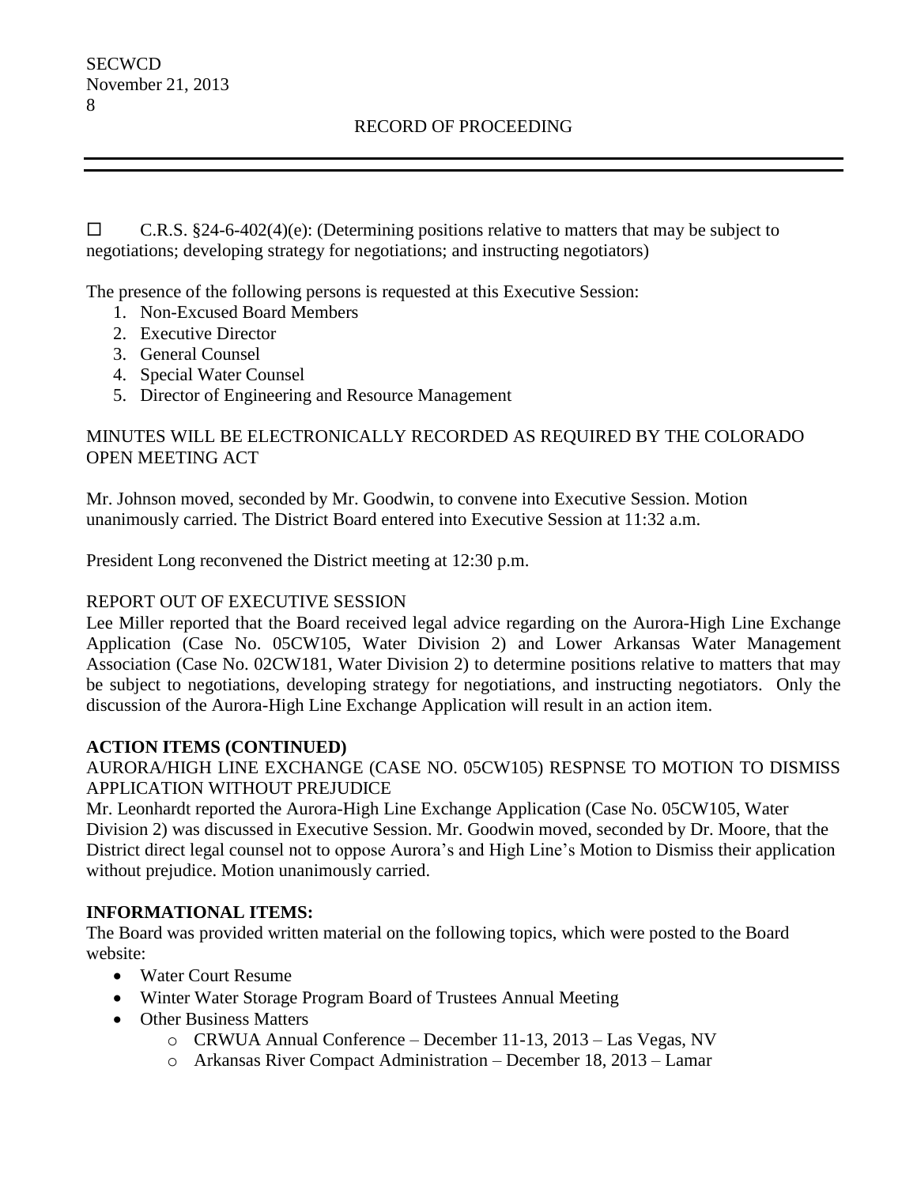☐ C.R.S. §24-6-402(4)(e): (Determining positions relative to matters that may be subject to negotiations; developing strategy for negotiations; and instructing negotiators)

The presence of the following persons is requested at this Executive Session:

1. Non-Excused Board Members
2. Executive Director
3. General Counsel
4. Special Water Counsel
5. Director of Engineering and Resource Management

MINUTES WILL BE ELECTRONICALLY RECORDED AS REQUIRED BY THE COLORADO OPEN MEETING ACT

Mr. Johnson moved, seconded by Mr. Goodwin, to convene into Executive Session. Motion unanimously carried. The District Board entered into Executive Session at 11:32 a.m.

President Long reconvened the District meeting at 12:30 p.m.

REPORT OUT OF EXECUTIVE SESSION

Lee Miller reported that the Board received legal advice regarding on the Aurora-High Line Exchange Application (Case No. 05CW105, Water Division 2) and Lower Arkansas Water Management Association (Case No. 02CW181, Water Division 2) to determine positions relative to matters that may be subject to negotiations, developing strategy for negotiations, and instructing negotiators. Only the discussion of the Aurora-High Line Exchange Application will result in an action item.

**ACTION ITEMS (CONTINUED)**

AURORA/HIGH LINE EXCHANGE (CASE NO. 05CW105) RESPNSE TO MOTION TO DISMISS APPLICATION WITHOUT PREJUDICE

Mr. Leonhardt reported the Aurora-High Line Exchange Application (Case No. 05CW105, Water Division 2) was discussed in Executive Session. Mr. Goodwin moved, seconded by Dr. Moore, that the District direct legal counsel not to oppose Aurora's and High Line's Motion to Dismiss their application without prejudice. Motion unanimously carried.

**INFORMATIONAL ITEMS:**

The Board was provided written material on the following topics, which were posted to the Board website:

- Water Court Resume
- Winter Water Storage Program Board of Trustees Annual Meeting
- Other Business Matters
    - CRWUA Annual Conference – December 11-13, 2013 – Las Vegas, NV
    - Arkansas River Compact Administration – December 18, 2013 – Lamar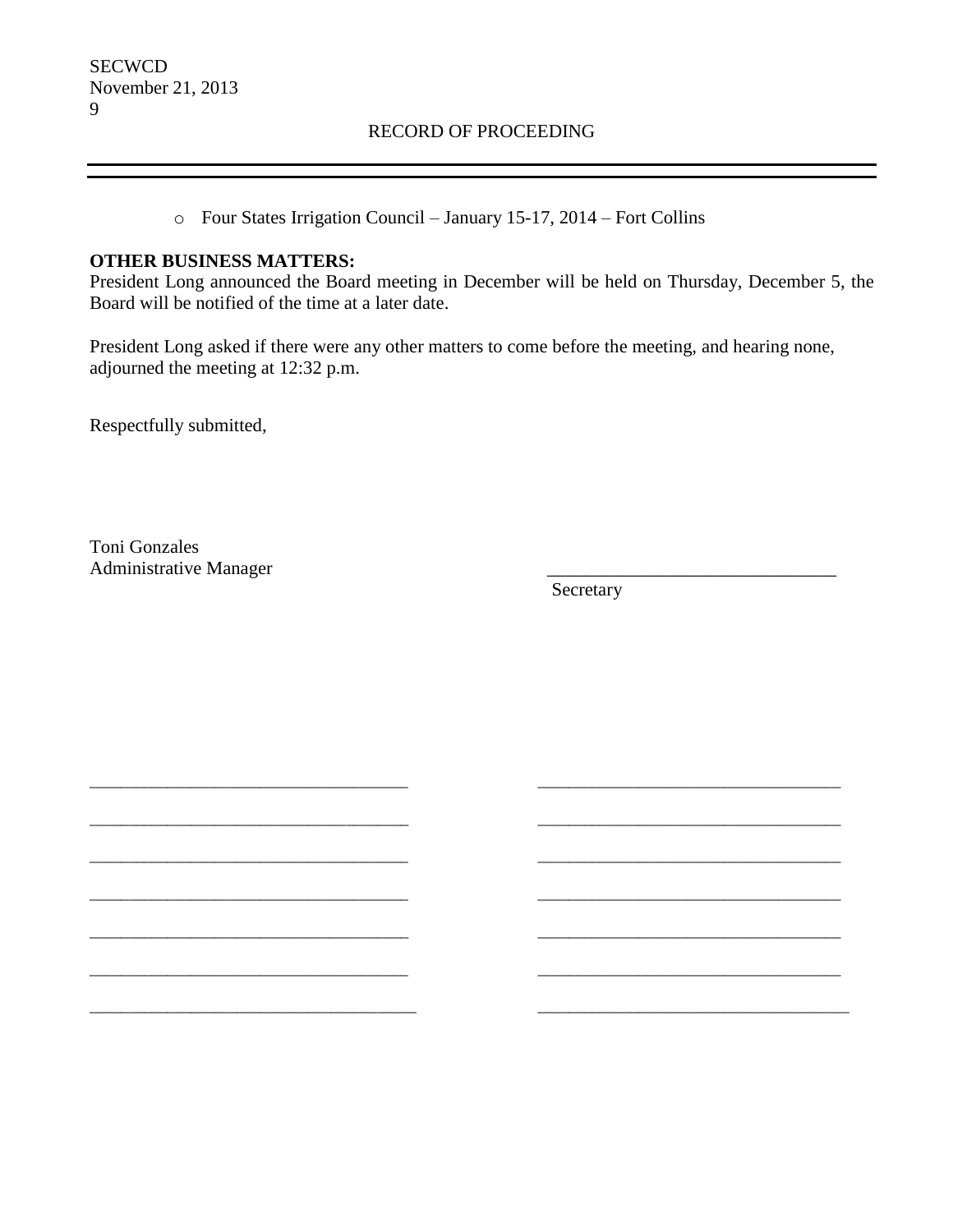- Four States Irrigation Council – January 15-17, 2014 – Fort Collins

**OTHER BUSINESS MATTERS:**
President Long announced the Board meeting in December will be held on Thursday, December 5, the Board will be notified of the time at a later date.

President Long asked if there were any other matters to come before the meeting, and hearing none, adjourned the meeting at 12:32 p.m.

Respectfully submitted,

Toni Gonzales
Administrative Manager

_______________________________
Secretary

___________________________________ ___________________________________

___________________________________ ___________________________________

___________________________________ ___________________________________

___________________________________ ___________________________________

___________________________________ ___________________________________

___________________________________ ___________________________________

___________________________________ ___________________________________